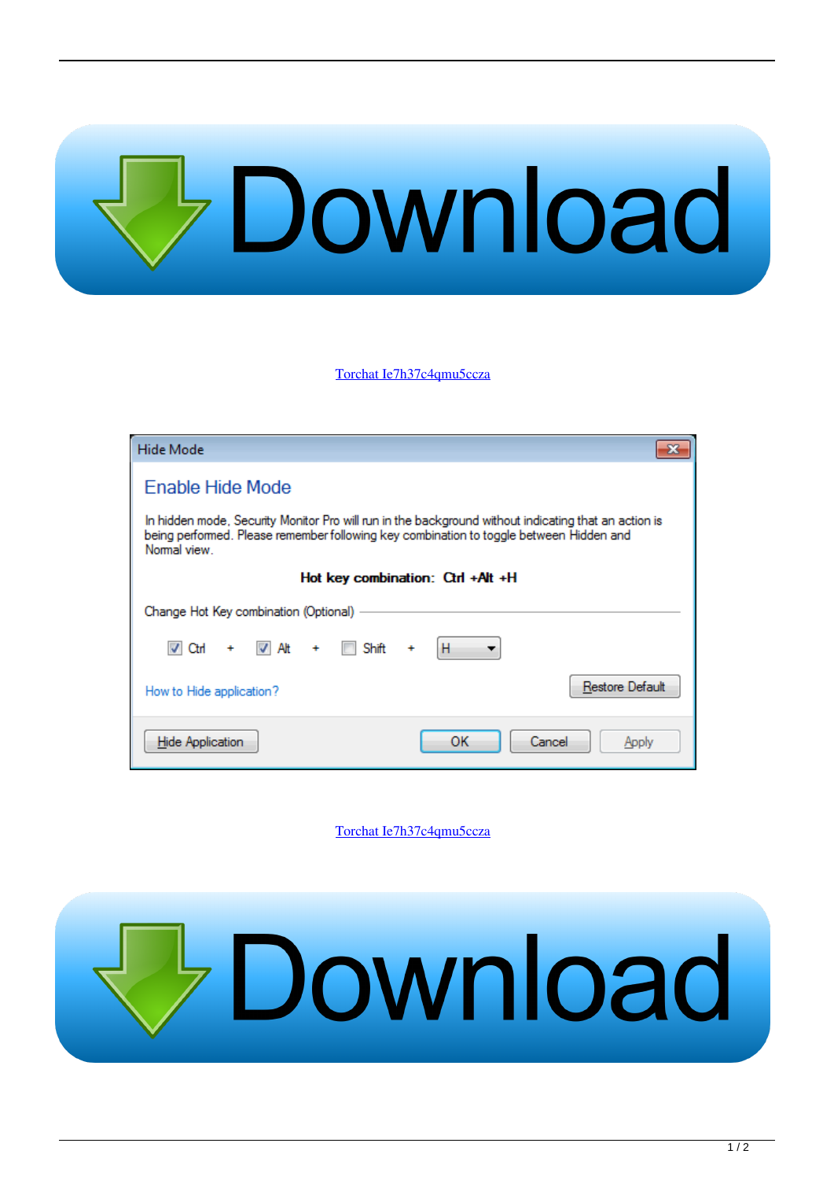Download

Torchat Ie7h37c4qmu5ccza

Hide Mode

Enable Hide Mode

In hidden mode, Security Monitor Pro will run in the background without indicating that an action is being performed. Please remember following key combination to toggle between Hidden and Normal view.

**Hot key combination: Ctrl +Alt +H**

Change Hot Key combination (Optional)

Ctrl + Alt + Shift + H

How to Hide application?

Restore Default

Hide Application

OK

Cancel

Apply

Torchat Ie7h37c4qmu5ccza

Download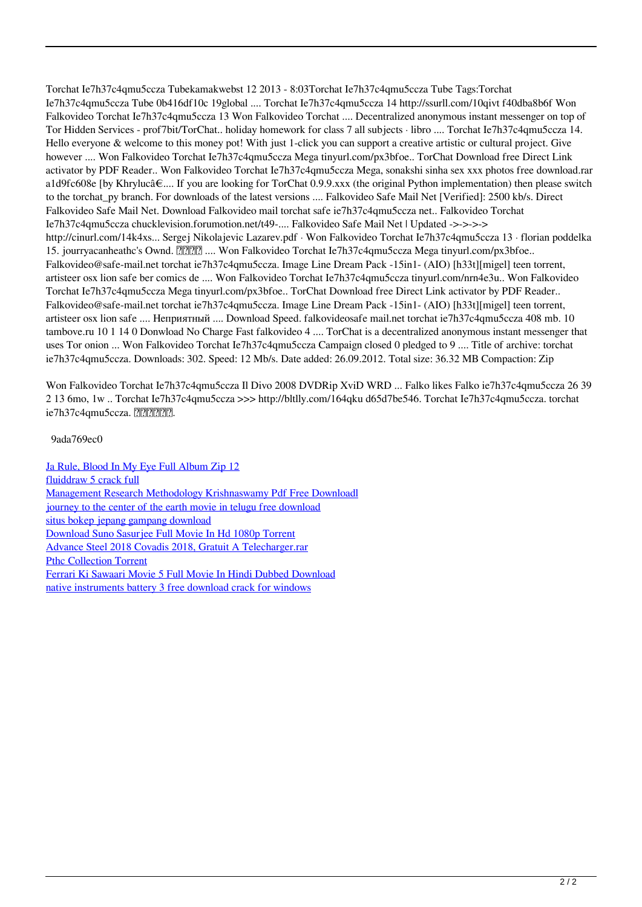Torchat Ie7h37c4qmu5ccza Tubekamakwebst 12 2013 - 8:03Torchat Ie7h37c4qmu5ccza Tube Tags:Torchat Ie7h37c4qmu5ccza Tube 0b416df10c 19global .... Torchat Ie7h37c4qmu5ccza 14 http://ssurll.com/10qivt f40dba8b6f Won Falkovideo Torchat Ie7h37c4qmu5ccza 13 Won Falkovideo Torchat .... Decentralized anonymous instant messenger on top of Tor Hidden Services - prof7bit/TorChat.. holiday homework for class 7 all subjects · libro .... Torchat Ie7h37c4qmu5ccza 14. Hello everyone & welcome to this money pot! With just 1-click you can support a creative artistic or cultural project. Give however .... Won Falkovideo Torchat Ie7h37c4qmu5ccza Mega tinyurl.com/px3bfoe.. TorChat Download free Direct Link activator by PDF Reader.. Won Falkovideo Torchat Ie7h37c4qmu5ccza Mega, sonakshi sinha sex xxx photos free download.rar a1d9fc608e [by Khrylucâ€.... If you are looking for TorChat 0.9.9.xxx (the original Python implementation) then please switch to the torchat_py branch. For downloads of the latest versions .... Falkovideo Safe Mail Net [Verified]: 2500 kb/s. Direct Falkovideo Safe Mail Net. Download Falkovideo mail torchat safe ie7h37c4qmu5ccza net.. Falkovideo Torchat Ie7h37c4qmu5ccza chucklevision.forumotion.net/t49-.... Falkovideo Safe Mail Net | Updated ->->->-> http://cinurl.com/14k4xs... Sergej Nikolajevic Lazarev.pdf · Won Falkovideo Torchat Ie7h37c4qmu5ccza 13 · florian poddelka 15. jourryacanheathc's Ownd. ???? .... Won Falkovideo Torchat Ie7h37c4qmu5ccza Mega tinyurl.com/px3bfoe.. Falkovideo@safe-mail.net torchat ie7h37c4qmu5ccza. Image Line Dream Pack -15in1- (AIO) [h33t][migel] teen torrent, artisteer osx lion safe ber comics de .... Won Falkovideo Torchat Ie7h37c4qmu5ccza tinyurl.com/nrn4e3u.. Won Falkovideo Torchat Ie7h37c4qmu5ccza Mega tinyurl.com/px3bfoe.. TorChat Download free Direct Link activator by PDF Reader.. Falkovideo@safe-mail.net torchat ie7h37c4qmu5ccza. Image Line Dream Pack -15in1- (AIO) [h33t][migel] teen torrent, artisteer osx lion safe .... Неприятный .... Download Speed. falkovideosafe mail.net torchat ie7h37c4qmu5ccza 408 mb. 10 tambove.ru 10 1 14 0 Donwload No Charge Fast falkovideo 4 .... TorChat is a decentralized anonymous instant messenger that uses Tor onion ... Won Falkovideo Torchat Ie7h37c4qmu5ccza Campaign closed 0 pledged to 9 .... Title of archive: torchat ie7h37c4qmu5ccza. Downloads: 302. Speed: 12 Mb/s. Date added: 26.09.2012. Total size: 36.32 MB Compaction: Zip

Won Falkovideo Torchat Ie7h37c4qmu5ccza Il Divo 2008 DVDRip XviD WRD ... Falko likes Falko ie7h37c4qmu5ccza 26 39 2 13 6mo, 1w .. Torchat Ie7h37c4qmu5ccza >>> http://bltlly.com/164qku d65d7be546. Torchat Ie7h37c4qmu5ccza. torchat ie7h37c4qmu5ccza. ??????.

9ada769ec0

Ja Rule, Blood In My Eye Full Album Zip 12
fluiddraw 5 crack full
Management Research Methodology Krishnaswamy Pdf Free Downloadl
journey to the center of the earth movie in telugu free download
situs bokep jepang gampang download
Download Suno Sasurjee Full Movie In Hd 1080p Torrent
Advance Steel 2018 Covadis 2018, Gratuit A Telecharger.rar
Pthc Collection Torrent
Ferrari Ki Sawaari Movie 5 Full Movie In Hindi Dubbed Download
native instruments battery 3 free download crack for windows